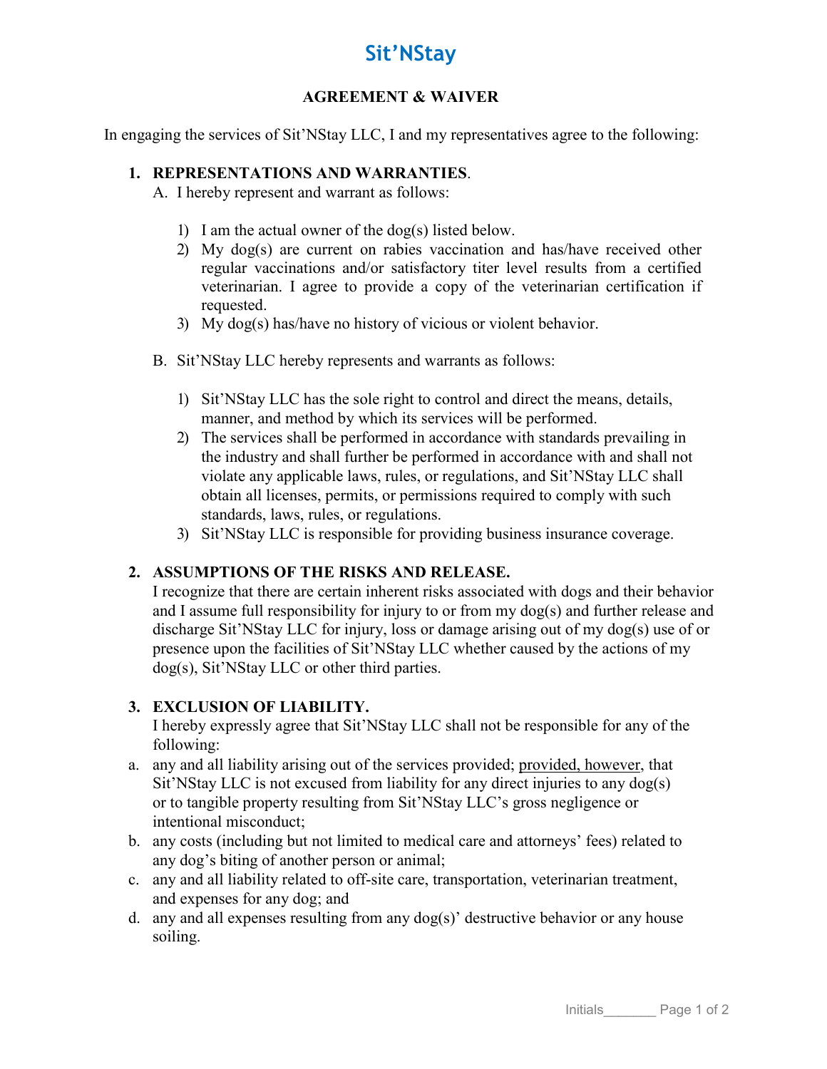# Sit'NStay

## AGREEMENT & WAIVER

In engaging the services of Sit'NStay LLC, I and my representatives agree to the following:

1. **REPRESENTATIONS AND WARRANTIES**.

   A. I hereby represent and warrant as follows:

      1) I am the actual owner of the dog(s) listed below.
      2) My dog(s) are current on rabies vaccination and has/have received other regular vaccinations and/or satisfactory titer level results from a certified veterinarian. I agree to provide a copy of the veterinarian certification if requested.
      3) My dog(s) has/have no history of vicious or violent behavior.

   B. Sit'NStay LLC hereby represents and warrants as follows:

      1) Sit'NStay LLC has the sole right to control and direct the means, details, manner, and method by which its services will be performed.
      2) The services shall be performed in accordance with standards prevailing in the industry and shall further be performed in accordance with and shall not violate any applicable laws, rules, or regulations, and Sit'NStay LLC shall obtain all licenses, permits, or permissions required to comply with such standards, laws, rules, or regulations.
      3) Sit'NStay LLC is responsible for providing business insurance coverage.

2. **ASSUMPTIONS OF THE RISKS AND RELEASE.**

   I recognize that there are certain inherent risks associated with dogs and their behavior and I assume full responsibility for injury to or from my dog(s) and further release and discharge Sit'NStay LLC for injury, loss or damage arising out of my dog(s) use of or presence upon the facilities of Sit'NStay LLC whether caused by the actions of my dog(s), Sit'NStay LLC or other third parties.

3. **EXCLUSION OF LIABILITY.**

   I hereby expressly agree that Sit'NStay LLC shall not be responsible for any of the following:

   a. any and all liability arising out of the services provided; provided, however, that Sit'NStay LLC is not excused from liability for any direct injuries to any dog(s) or to tangible property resulting from Sit'NStay LLC's gross negligence or intentional misconduct;
   b. any costs (including but not limited to medical care and attorneys' fees) related to any dog's biting of another person or animal;
   c. any and all liability related to off-site care, transportation, veterinarian treatment, and expenses for any dog; and
   d. any and all expenses resulting from any dog(s)' destructive behavior or any house soiling.

Initials_______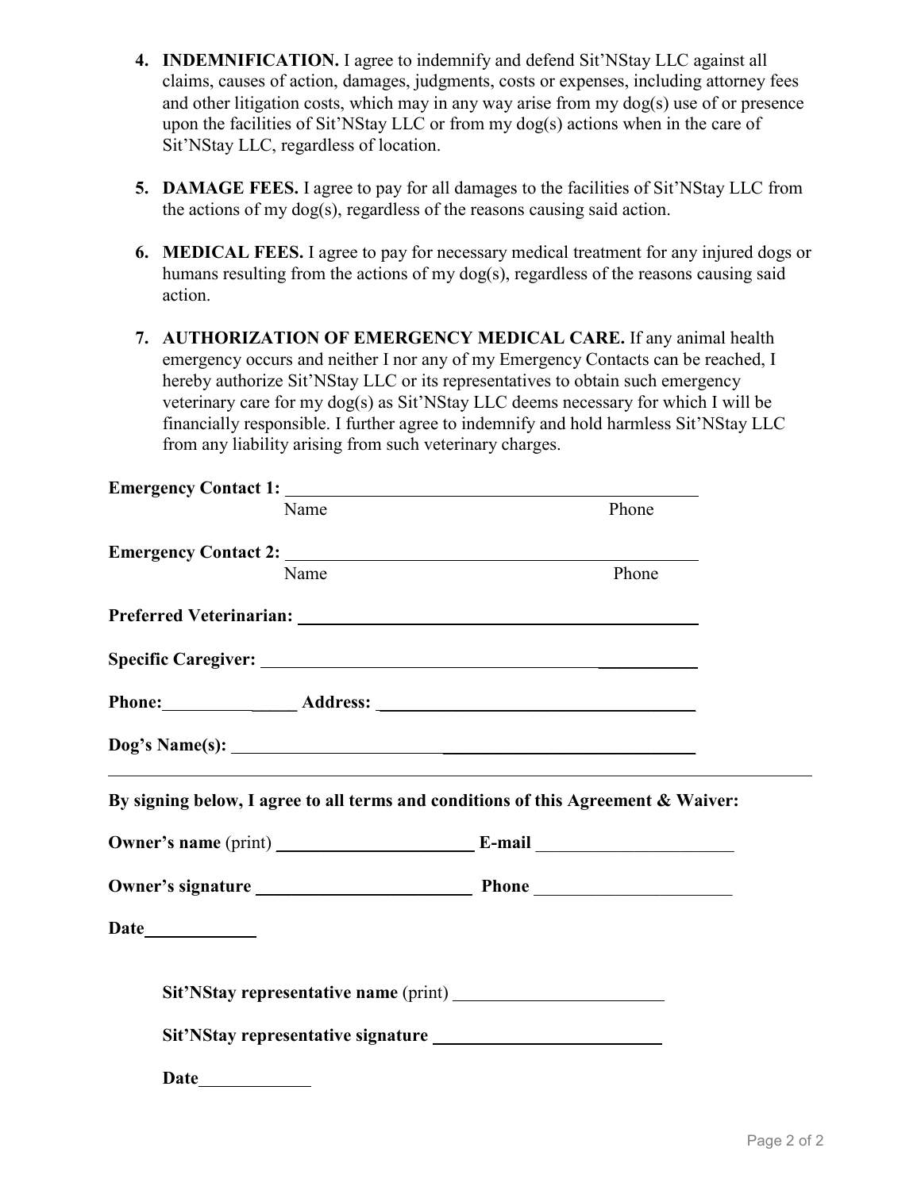4. **INDEMNIFICATION.** I agree to indemnify and defend Sit'NStay LLC against all claims, causes of action, damages, judgments, costs or expenses, including attorney fees and other litigation costs, which may in any way arise from my dog(s) use of or presence upon the facilities of Sit'NStay LLC or from my dog(s) actions when in the care of Sit'NStay LLC, regardless of location.

5. **DAMAGE FEES.** I agree to pay for all damages to the facilities of Sit'NStay LLC from the actions of my dog(s), regardless of the reasons causing said action.

6. **MEDICAL FEES.** I agree to pay for necessary medical treatment for any injured dogs or humans resulting from the actions of my dog(s), regardless of the reasons causing said action.

7. **AUTHORIZATION OF EMERGENCY MEDICAL CARE.** If any animal health emergency occurs and neither I nor any of my Emergency Contacts can be reached, I hereby authorize Sit'NStay LLC or its representatives to obtain such emergency veterinary care for my dog(s) as Sit'NStay LLC deems necessary for which I will be financially responsible. I further agree to indemnify and hold harmless Sit'NStay LLC from any liability arising from such veterinary charges.

**Emergency Contact 1:** ______________________________________________
Name Phone

**Emergency Contact 2:** ______________________________________________
Name Phone

**Preferred Veterinarian:** ______________________________________________

**Specific Caregiver:** ______________________________________________

**Phone:**________________ **Address:** ____________________________________

**Dog's Name(s):** ______________________________________________

---

**By signing below, I agree to all terms and conditions of this Agreement & Waiver:**

**Owner's name** (print) ______________________ **E-mail** ______________________

**Owner's signature** ______________________ **Phone** ______________________

**Date**____________

**Sit'NStay representative name** (print) ______________________

**Sit'NStay representative signature** ______________________

**Date**____________